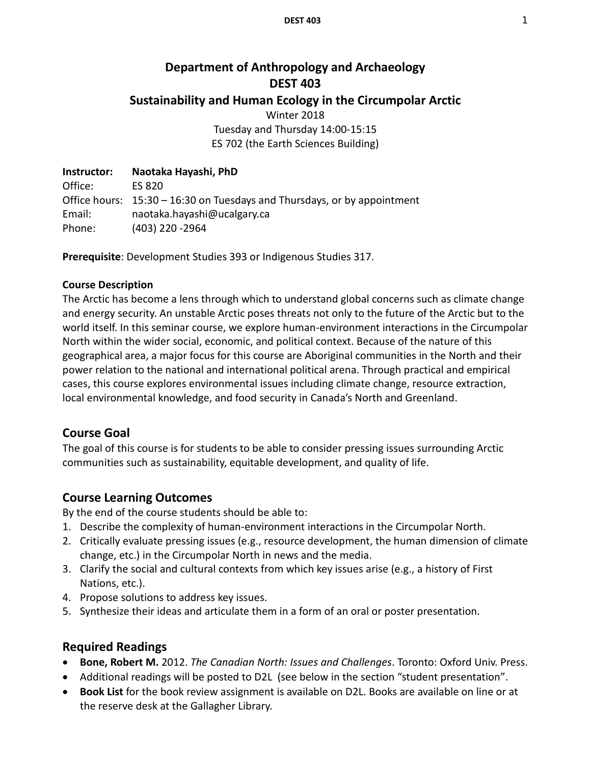# Department of Anthropology and Archaeology
# DEST 403
## Sustainability and Human Ecology in the Circumpolar Arctic

Winter 2018
Tuesday and Thursday 14:00-15:15
ES 702 (the Earth Sciences Building)

**Instructor:** **Naotaka Hayashi, PhD**
Office: ES 820
Office hours: 15:30 – 16:30 on Tuesdays and Thursdays, or by appointment
Email: naotaka.hayashi@ucalgary.ca
Phone: (403) 220 -2964

**Prerequisite**: Development Studies 393 or Indigenous Studies 317.

**Course Description**

The Arctic has become a lens through which to understand global concerns such as climate change and energy security. An unstable Arctic poses threats not only to the future of the Arctic but to the world itself. In this seminar course, we explore human-environment interactions in the Circumpolar North within the wider social, economic, and political context. Because of the nature of this geographical area, a major focus for this course are Aboriginal communities in the North and their power relation to the national and international political arena. Through practical and empirical cases, this course explores environmental issues including climate change, resource extraction, local environmental knowledge, and food security in Canada's North and Greenland.

## Course Goal

The goal of this course is for students to be able to consider pressing issues surrounding Arctic communities such as sustainability, equitable development, and quality of life.

## Course Learning Outcomes

By the end of the course students should be able to:

1. Describe the complexity of human-environment interactions in the Circumpolar North.
2. Critically evaluate pressing issues (e.g., resource development, the human dimension of climate change, etc.) in the Circumpolar North in news and the media.
3. Clarify the social and cultural contexts from which key issues arise (e.g., a history of First Nations, etc.).
4. Propose solutions to address key issues.
5. Synthesize their ideas and articulate them in a form of an oral or poster presentation.

## Required Readings

- **Bone, Robert M.** 2012. *The Canadian North: Issues and Challenges*. Toronto: Oxford Univ. Press.
- Additional readings will be posted to D2L (see below in the section "student presentation".
- **Book List** for the book review assignment is available on D2L. Books are available on line or at the reserve desk at the Gallagher Library.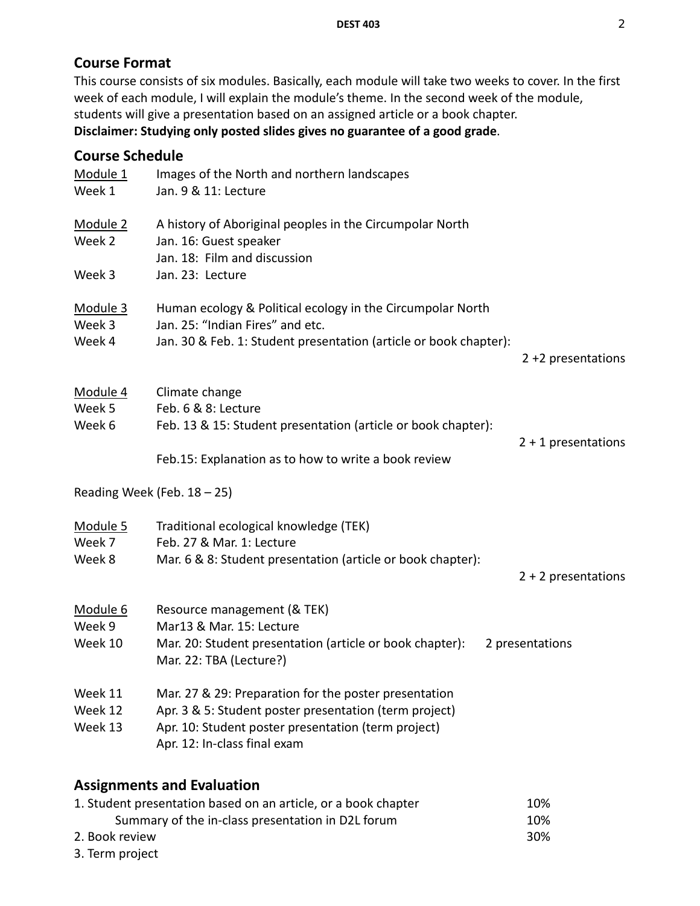## Course Format

This course consists of six modules. Basically, each module will take two weeks to cover. In the first week of each module, I will explain the module's theme. In the second week of the module, students will give a presentation based on an assigned article or a book chapter.

**Disclaimer: Studying only posted slides gives no guarantee of a good grade**.

## Course Schedule

Module 1 — Images of the North and northern landscapes
- Week 1 — Jan. 9 & 11: Lecture

Module 2 — A history of Aboriginal peoples in the Circumpolar North
- Week 2 — Jan. 16: Guest speaker
- Jan. 18: Film and discussion
- Week 3 — Jan. 23: Lecture

Module 3 — Human ecology & Political ecology in the Circumpolar North
- Week 3 — Jan. 25: "Indian Fires" and etc.
- Week 4 — Jan. 30 & Feb. 1: Student presentation (article or book chapter): 2 +2 presentations

Module 4 — Climate change
- Week 5 — Feb. 6 & 8: Lecture
- Week 6 — Feb. 13 & 15: Student presentation (article or book chapter): 2 + 1 presentations
- Feb.15: Explanation as to how to write a book review

Reading Week (Feb. 18 – 25)

Module 5 — Traditional ecological knowledge (TEK)
- Week 7 — Feb. 27 & Mar. 1: Lecture
- Week 8 — Mar. 6 & 8: Student presentation (article or book chapter): 2 + 2 presentations

Module 6 — Resource management (& TEK)
- Week 9 — Mar13 & Mar. 15: Lecture
- Week 10 — Mar. 20: Student presentation (article or book chapter): 2 presentations
- Mar. 22: TBA (Lecture?)

- Week 11 — Mar. 27 & 29: Preparation for the poster presentation
- Week 12 — Apr. 3 & 5: Student poster presentation (term project)
- Week 13 — Apr. 10: Student poster presentation (term project)
- Apr. 12: In-class final exam

## Assignments and Evaluation

| Item | Weight |
| --- | --- |
| 1. Student presentation based on an article, or a book chapter | 10% |
| Summary of the in-class presentation in D2L forum | 10% |
| 2. Book review | 30% |
| 3. Term project | |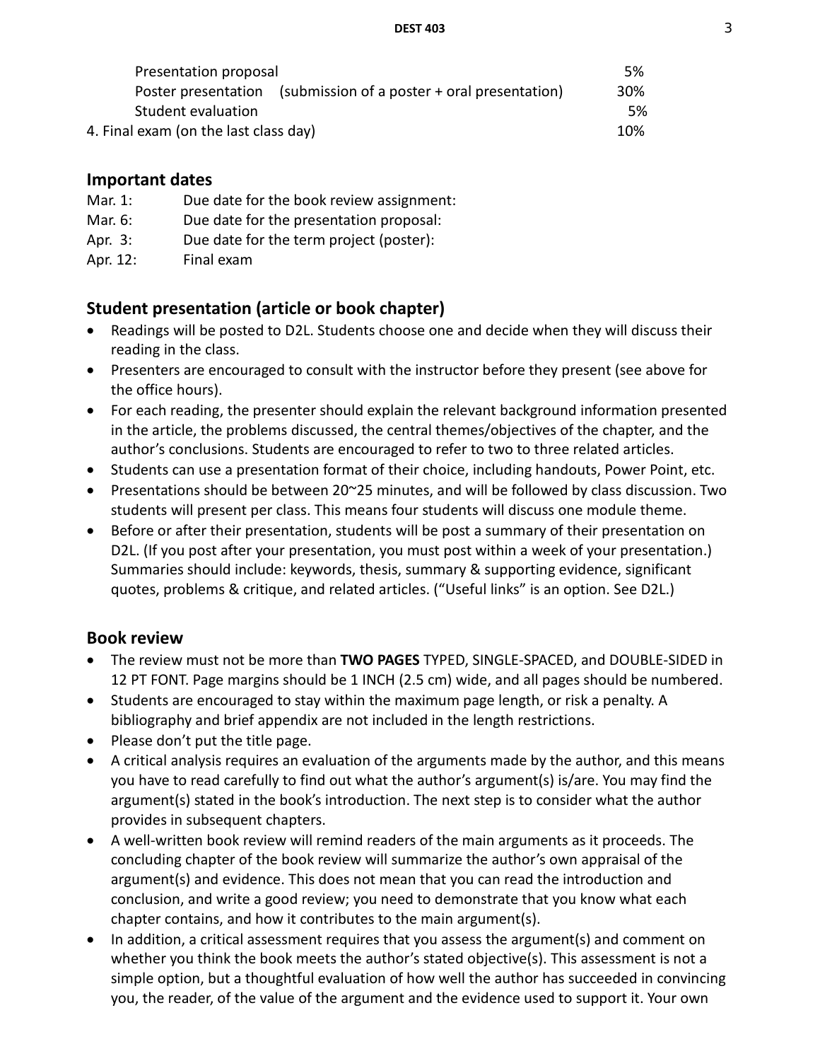| | |
|---|---|
| Presentation proposal | 5% |
| Poster presentation (submission of a poster + oral presentation) | 30% |
| Student evaluation | 5% |
| 4. Final exam (on the last class day) | 10% |

## Important dates

Mar. 1: Due date for the book review assignment:
Mar. 6: Due date for the presentation proposal:
Apr. 3: Due date for the term project (poster):
Apr. 12: Final exam

## Student presentation (article or book chapter)

- Readings will be posted to D2L. Students choose one and decide when they will discuss their reading in the class.
- Presenters are encouraged to consult with the instructor before they present (see above for the office hours).
- For each reading, the presenter should explain the relevant background information presented in the article, the problems discussed, the central themes/objectives of the chapter, and the author's conclusions. Students are encouraged to refer to two to three related articles.
- Students can use a presentation format of their choice, including handouts, Power Point, etc.
- Presentations should be between 20~25 minutes, and will be followed by class discussion. Two students will present per class. This means four students will discuss one module theme.
- Before or after their presentation, students will be post a summary of their presentation on D2L. (If you post after your presentation, you must post within a week of your presentation.) Summaries should include: keywords, thesis, summary & supporting evidence, significant quotes, problems & critique, and related articles. ("Useful links" is an option. See D2L.)

## Book review

- The review must not be more than **TWO PAGES** TYPED, SINGLE-SPACED, and DOUBLE-SIDED in 12 PT FONT. Page margins should be 1 INCH (2.5 cm) wide, and all pages should be numbered.
- Students are encouraged to stay within the maximum page length, or risk a penalty. A bibliography and brief appendix are not included in the length restrictions.
- Please don't put the title page.
- A critical analysis requires an evaluation of the arguments made by the author, and this means you have to read carefully to find out what the author's argument(s) is/are. You may find the argument(s) stated in the book's introduction. The next step is to consider what the author provides in subsequent chapters.
- A well-written book review will remind readers of the main arguments as it proceeds. The concluding chapter of the book review will summarize the author's own appraisal of the argument(s) and evidence. This does not mean that you can read the introduction and conclusion, and write a good review; you need to demonstrate that you know what each chapter contains, and how it contributes to the main argument(s).
- In addition, a critical assessment requires that you assess the argument(s) and comment on whether you think the book meets the author's stated objective(s). This assessment is not a simple option, but a thoughtful evaluation of how well the author has succeeded in convincing you, the reader, of the value of the argument and the evidence used to support it. Your own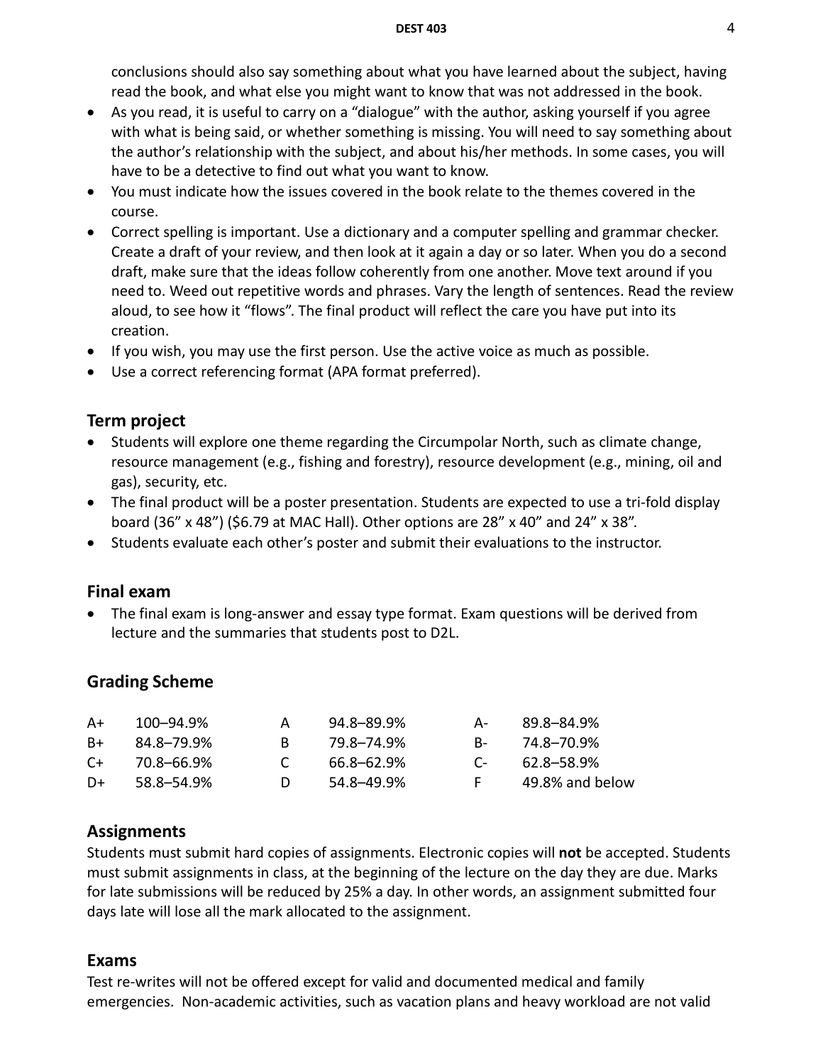conclusions should also say something about what you have learned about the subject, having read the book, and what else you might want to know that was not addressed in the book.

- As you read, it is useful to carry on a "dialogue" with the author, asking yourself if you agree with what is being said, or whether something is missing. You will need to say something about the author's relationship with the subject, and about his/her methods. In some cases, you will have to be a detective to find out what you want to know.
- You must indicate how the issues covered in the book relate to the themes covered in the course.
- Correct spelling is important. Use a dictionary and a computer spelling and grammar checker. Create a draft of your review, and then look at it again a day or so later. When you do a second draft, make sure that the ideas follow coherently from one another. Move text around if you need to. Weed out repetitive words and phrases. Vary the length of sentences. Read the review aloud, to see how it "flows". The final product will reflect the care you have put into its creation.
- If you wish, you may use the first person. Use the active voice as much as possible.
- Use a correct referencing format (APA format preferred).

## Term project

- Students will explore one theme regarding the Circumpolar North, such as climate change, resource management (e.g., fishing and forestry), resource development (e.g., mining, oil and gas), security, etc.
- The final product will be a poster presentation. Students are expected to use a tri-fold display board (36" x 48") ($6.79 at MAC Hall). Other options are 28" x 40" and 24" x 38".
- Students evaluate each other's poster and submit their evaluations to the instructor.

## Final exam

- The final exam is long-answer and essay type format. Exam questions will be derived from lecture and the summaries that students post to D2L.

## Grading Scheme

| | | | | | |
|---|---|---|---|---|---|
| A+ | 100–94.9% | A | 94.8–89.9% | A- | 89.8–84.9% |
| B+ | 84.8–79.9% | B | 79.8–74.9% | B- | 74.8–70.9% |
| C+ | 70.8–66.9% | C | 66.8–62.9% | C- | 62.8–58.9% |
| D+ | 58.8–54.9% | D | 54.8–49.9% | F | 49.8% and below |

## Assignments

Students must submit hard copies of assignments. Electronic copies will **not** be accepted. Students must submit assignments in class, at the beginning of the lecture on the day they are due. Marks for late submissions will be reduced by 25% a day. In other words, an assignment submitted four days late will lose all the mark allocated to the assignment.

## Exams

Test re-writes will not be offered except for valid and documented medical and family emergencies. Non-academic activities, such as vacation plans and heavy workload are not valid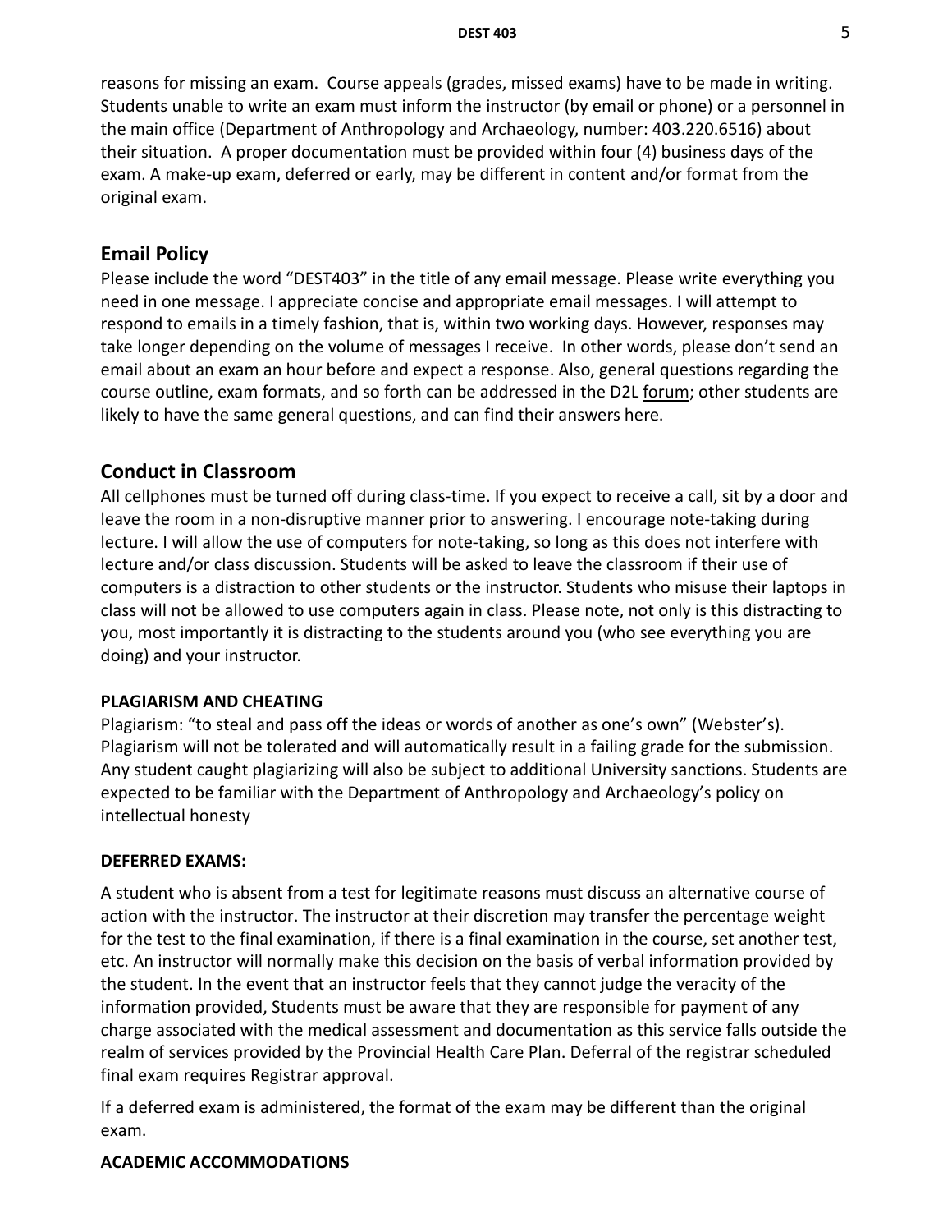reasons for missing an exam. Course appeals (grades, missed exams) have to be made in writing. Students unable to write an exam must inform the instructor (by email or phone) or a personnel in the main office (Department of Anthropology and Archaeology, number: 403.220.6516) about their situation. A proper documentation must be provided within four (4) business days of the exam. A make-up exam, deferred or early, may be different in content and/or format from the original exam.

## Email Policy

Please include the word "DEST403" in the title of any email message. Please write everything you need in one message. I appreciate concise and appropriate email messages. I will attempt to respond to emails in a timely fashion, that is, within two working days. However, responses may take longer depending on the volume of messages I receive. In other words, please don't send an email about an exam an hour before and expect a response. Also, general questions regarding the course outline, exam formats, and so forth can be addressed in the D2L forum; other students are likely to have the same general questions, and can find their answers here.

## Conduct in Classroom

All cellphones must be turned off during class-time. If you expect to receive a call, sit by a door and leave the room in a non-disruptive manner prior to answering. I encourage note-taking during lecture. I will allow the use of computers for note-taking, so long as this does not interfere with lecture and/or class discussion. Students will be asked to leave the classroom if their use of computers is a distraction to other students or the instructor. Students who misuse their laptops in class will not be allowed to use computers again in class. Please note, not only is this distracting to you, most importantly it is distracting to the students around you (who see everything you are doing) and your instructor.

### PLAGIARISM AND CHEATING

Plagiarism: "to steal and pass off the ideas or words of another as one's own" (Webster's). Plagiarism will not be tolerated and will automatically result in a failing grade for the submission. Any student caught plagiarizing will also be subject to additional University sanctions. Students are expected to be familiar with the Department of Anthropology and Archaeology's policy on intellectual honesty

### DEFERRED EXAMS:

A student who is absent from a test for legitimate reasons must discuss an alternative course of action with the instructor. The instructor at their discretion may transfer the percentage weight for the test to the final examination, if there is a final examination in the course, set another test, etc. An instructor will normally make this decision on the basis of verbal information provided by the student. In the event that an instructor feels that they cannot judge the veracity of the information provided, Students must be aware that they are responsible for payment of any charge associated with the medical assessment and documentation as this service falls outside the realm of services provided by the Provincial Health Care Plan. Deferral of the registrar scheduled final exam requires Registrar approval.

If a deferred exam is administered, the format of the exam may be different than the original exam.

### ACADEMIC ACCOMMODATIONS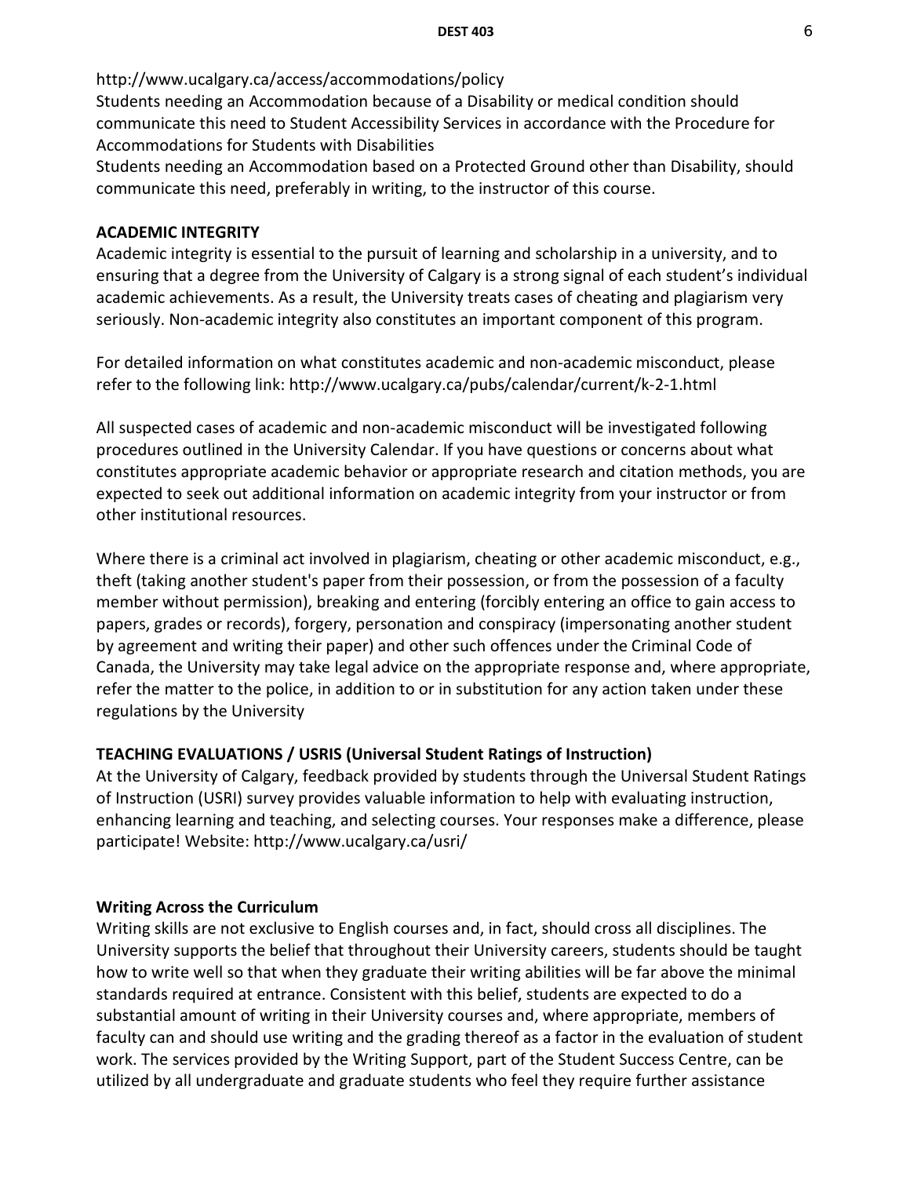http://www.ucalgary.ca/access/accommodations/policy
Students needing an Accommodation because of a Disability or medical condition should communicate this need to Student Accessibility Services in accordance with the Procedure for Accommodations for Students with Disabilities
Students needing an Accommodation based on a Protected Ground other than Disability, should communicate this need, preferably in writing, to the instructor of this course.

**ACADEMIC INTEGRITY**

Academic integrity is essential to the pursuit of learning and scholarship in a university, and to ensuring that a degree from the University of Calgary is a strong signal of each student's individual academic achievements. As a result, the University treats cases of cheating and plagiarism very seriously. Non-academic integrity also constitutes an important component of this program.

For detailed information on what constitutes academic and non-academic misconduct, please refer to the following link: http://www.ucalgary.ca/pubs/calendar/current/k-2-1.html

All suspected cases of academic and non-academic misconduct will be investigated following procedures outlined in the University Calendar. If you have questions or concerns about what constitutes appropriate academic behavior or appropriate research and citation methods, you are expected to seek out additional information on academic integrity from your instructor or from other institutional resources.

Where there is a criminal act involved in plagiarism, cheating or other academic misconduct, e.g., theft (taking another student's paper from their possession, or from the possession of a faculty member without permission), breaking and entering (forcibly entering an office to gain access to papers, grades or records), forgery, personation and conspiracy (impersonating another student by agreement and writing their paper) and other such offences under the Criminal Code of Canada, the University may take legal advice on the appropriate response and, where appropriate, refer the matter to the police, in addition to or in substitution for any action taken under these regulations by the University

**TEACHING EVALUATIONS / USRIS (Universal Student Ratings of Instruction)**

At the University of Calgary, feedback provided by students through the Universal Student Ratings of Instruction (USRI) survey provides valuable information to help with evaluating instruction, enhancing learning and teaching, and selecting courses. Your responses make a difference, please participate! Website: http://www.ucalgary.ca/usri/

**Writing Across the Curriculum**

Writing skills are not exclusive to English courses and, in fact, should cross all disciplines. The University supports the belief that throughout their University careers, students should be taught how to write well so that when they graduate their writing abilities will be far above the minimal standards required at entrance. Consistent with this belief, students are expected to do a substantial amount of writing in their University courses and, where appropriate, members of faculty can and should use writing and the grading thereof as a factor in the evaluation of student work. The services provided by the Writing Support, part of the Student Success Centre, can be utilized by all undergraduate and graduate students who feel they require further assistance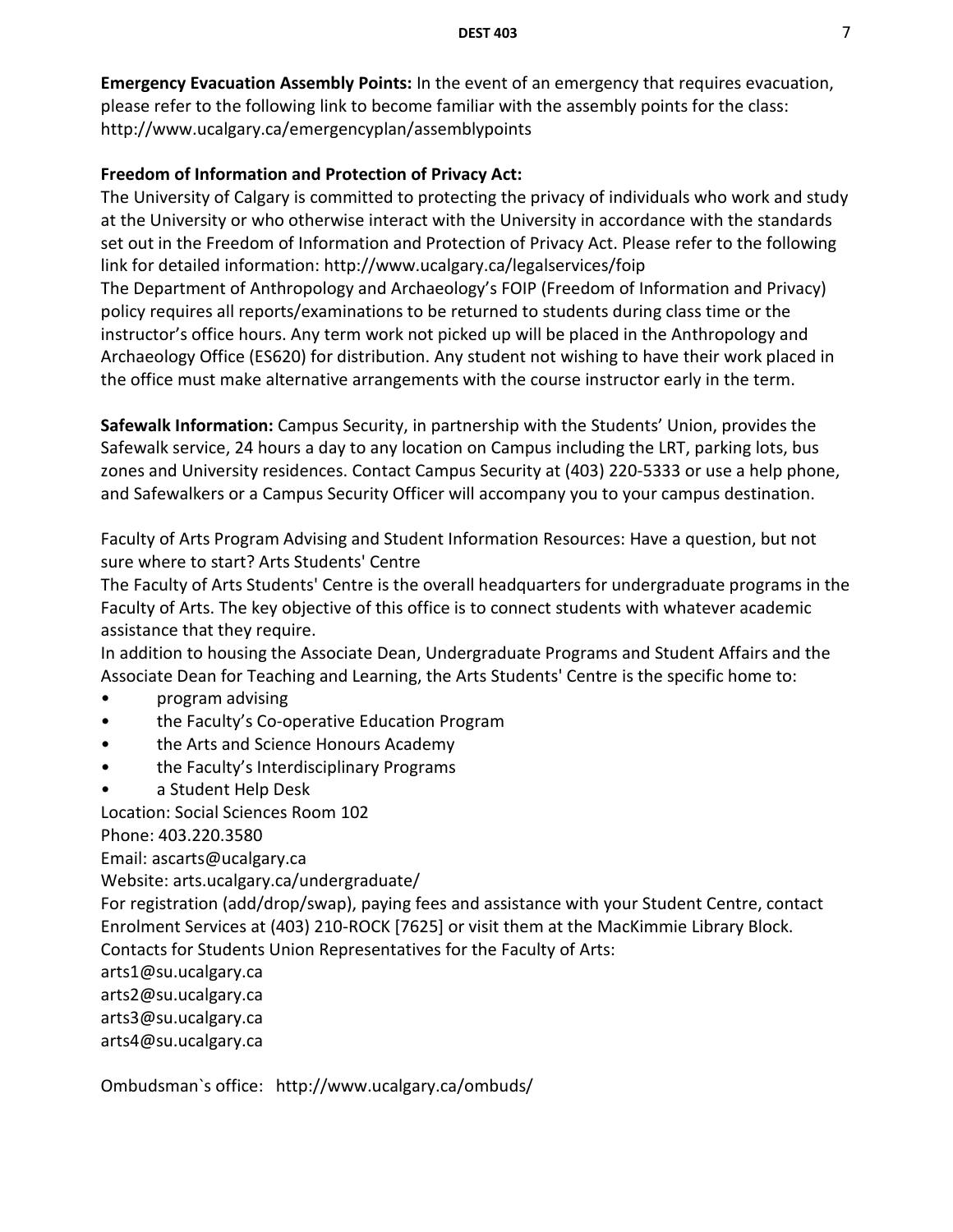**Emergency Evacuation Assembly Points:** In the event of an emergency that requires evacuation, please refer to the following link to become familiar with the assembly points for the class: http://www.ucalgary.ca/emergencyplan/assemblypoints

**Freedom of Information and Protection of Privacy Act:**

The University of Calgary is committed to protecting the privacy of individuals who work and study at the University or who otherwise interact with the University in accordance with the standards set out in the Freedom of Information and Protection of Privacy Act. Please refer to the following link for detailed information: http://www.ucalgary.ca/legalservices/foip

The Department of Anthropology and Archaeology's FOIP (Freedom of Information and Privacy) policy requires all reports/examinations to be returned to students during class time or the instructor's office hours. Any term work not picked up will be placed in the Anthropology and Archaeology Office (ES620) for distribution. Any student not wishing to have their work placed in the office must make alternative arrangements with the course instructor early in the term.

**Safewalk Information:** Campus Security, in partnership with the Students' Union, provides the Safewalk service, 24 hours a day to any location on Campus including the LRT, parking lots, bus zones and University residences. Contact Campus Security at (403) 220-5333 or use a help phone, and Safewalkers or a Campus Security Officer will accompany you to your campus destination.

Faculty of Arts Program Advising and Student Information Resources: Have a question, but not sure where to start? Arts Students' Centre

The Faculty of Arts Students' Centre is the overall headquarters for undergraduate programs in the Faculty of Arts. The key objective of this office is to connect students with whatever academic assistance that they require.

In addition to housing the Associate Dean, Undergraduate Programs and Student Affairs and the Associate Dean for Teaching and Learning, the Arts Students' Centre is the specific home to:

- program advising
- the Faculty's Co-operative Education Program
- the Arts and Science Honours Academy
- the Faculty's Interdisciplinary Programs
- a Student Help Desk

Location: Social Sciences Room 102

Phone: 403.220.3580

Email: ascarts@ucalgary.ca

Website: arts.ucalgary.ca/undergraduate/

For registration (add/drop/swap), paying fees and assistance with your Student Centre, contact Enrolment Services at (403) 210-ROCK [7625] or visit them at the MacKimmie Library Block.

Contacts for Students Union Representatives for the Faculty of Arts:

arts1@su.ucalgary.ca

arts2@su.ucalgary.ca

arts3@su.ucalgary.ca

arts4@su.ucalgary.ca

Ombudsman`s office: http://www.ucalgary.ca/ombuds/